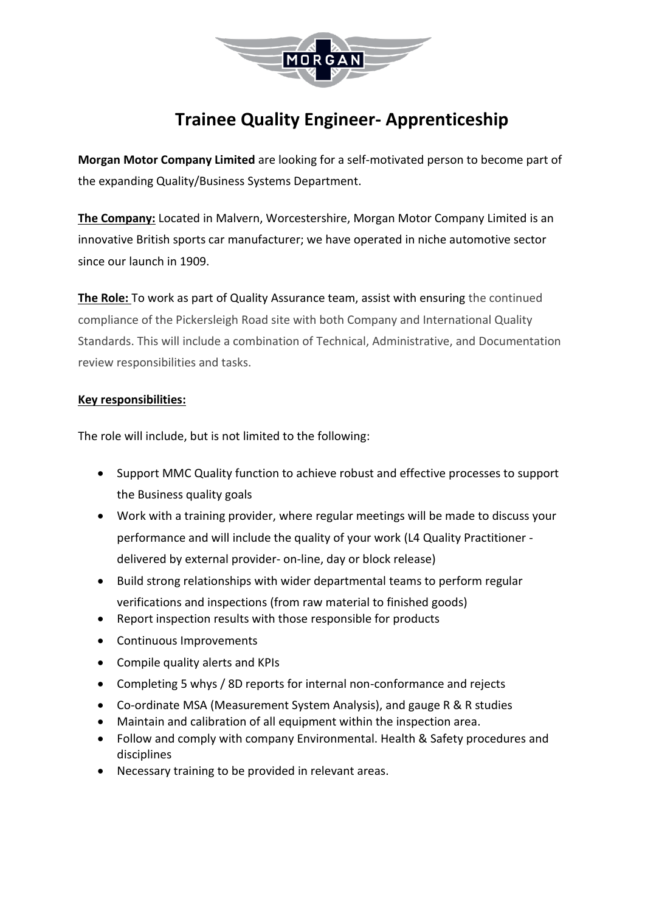# Trainee Quality Engineer- Apprenticeship

**Morgan Motor Company Limited** are looking for a self-motivated person to become part of the expanding Quality/Business Systems Department.

**The Company:** Located in Malvern, Worcestershire, Morgan Motor Company Limited is an innovative British sports car manufacturer; we have operated in niche automotive sector since our launch in 1909.

**The Role:** To work as part of Quality Assurance team, assist with ensuring the continued compliance of the Pickersleigh Road site with both Company and International Quality Standards. This will include a combination of Technical, Administrative, and Documentation review responsibilities and tasks.

**Key responsibilities:**

The role will include, but is not limited to the following:

- Support MMC Quality function to achieve robust and effective processes to support the Business quality goals
- Work with a training provider, where regular meetings will be made to discuss your performance and will include the quality of your work (L4 Quality Practitioner - delivered by external provider- on-line, day or block release)
- Build strong relationships with wider departmental teams to perform regular verifications and inspections (from raw material to finished goods)
- Report inspection results with those responsible for products
- Continuous Improvements
- Compile quality alerts and KPIs
- Completing 5 whys / 8D reports for internal non-conformance and rejects
- Co-ordinate MSA (Measurement System Analysis), and gauge R & R studies
- Maintain and calibration of all equipment within the inspection area.
- Follow and comply with company Environmental. Health & Safety procedures and disciplines
- Necessary training to be provided in relevant areas.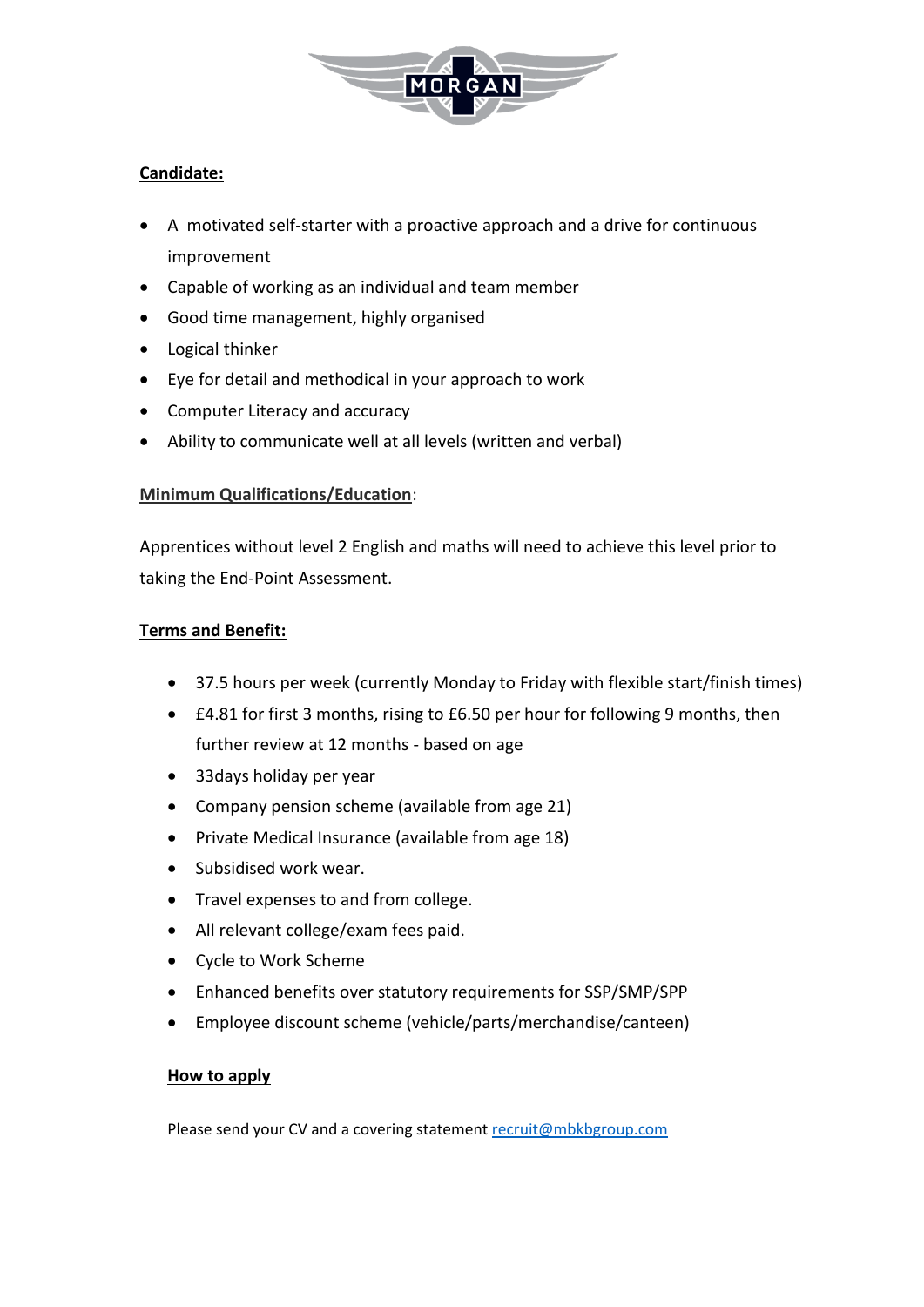**Candidate:**

- A motivated self-starter with a proactive approach and a drive for continuous improvement
- Capable of working as an individual and team member
- Good time management, highly organised
- Logical thinker
- Eye for detail and methodical in your approach to work
- Computer Literacy and accuracy
- Ability to communicate well at all levels (written and verbal)

**Minimum Qualifications/Education**:

Apprentices without level 2 English and maths will need to achieve this level prior to taking the End-Point Assessment.

**Terms and Benefit:**

- 37.5 hours per week (currently Monday to Friday with flexible start/finish times)
- £4.81 for first 3 months, rising to £6.50 per hour for following 9 months, then further review at 12 months - based on age
- 33days holiday per year
- Company pension scheme (available from age 21)
- Private Medical Insurance (available from age 18)
- Subsidised work wear.
- Travel expenses to and from college.
- All relevant college/exam fees paid.
- Cycle to Work Scheme
- Enhanced benefits over statutory requirements for SSP/SMP/SPP
- Employee discount scheme (vehicle/parts/merchandise/canteen)

**How to apply**

Please send your CV and a covering statement recruit@mbkbgroup.com